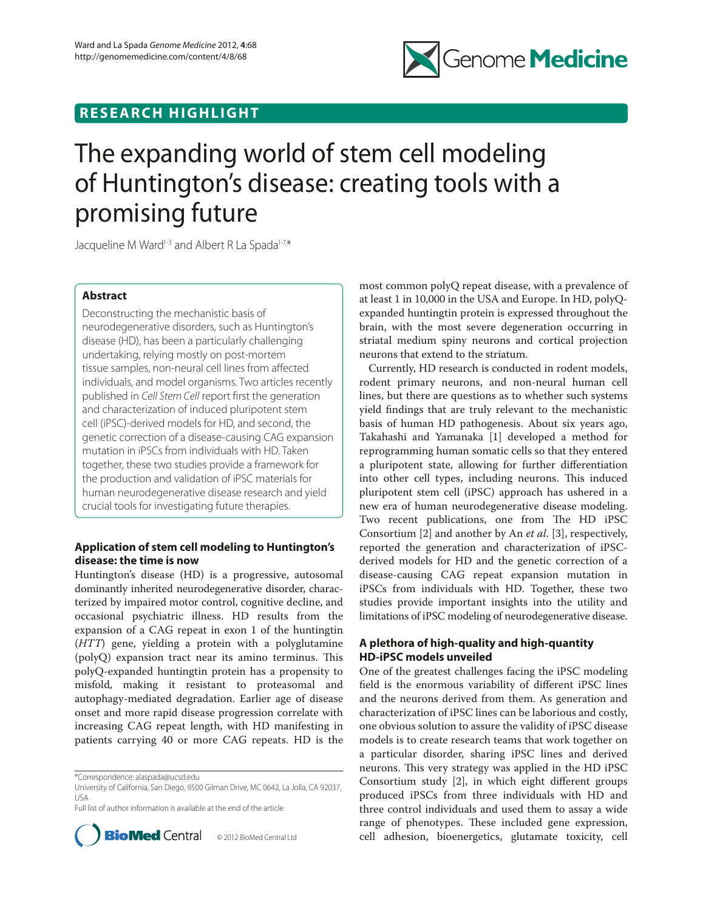RESEARCH HIGHLIGHT

# The expanding world of stem cell modeling of Huntington's disease: creating tools with a promising future

Jacqueline M Ward[1-3] and Albert R La Spada[1-7,*]

## Abstract

Deconstructing the mechanistic basis of neurodegenerative disorders, such as Huntington's disease (HD), has been a particularly challenging undertaking, relying mostly on post-mortem tissue samples, non-neural cell lines from affected individuals, and model organisms. Two articles recently published in *Cell Stem Cell* report first the generation and characterization of induced pluripotent stem cell (iPSC)-derived models for HD, and second, the genetic correction of a disease-causing CAG expansion mutation in iPSCs from individuals with HD. Taken together, these two studies provide a framework for the production and validation of iPSC materials for human neurodegenerative disease research and yield crucial tools for investigating future therapies.

## Application of stem cell modeling to Huntington's disease: the time is now

Huntington's disease (HD) is a progressive, autosomal dominantly inherited neurodegenerative disorder, characterized by impaired motor control, cognitive decline, and occasional psychiatric illness. HD results from the expansion of a CAG repeat in exon 1 of the huntingtin (*HTT*) gene, yielding a protein with a polyglutamine (polyQ) expansion tract near its amino terminus. This polyQ-expanded huntingtin protein has a propensity to misfold, making it resistant to proteasomal and autophagy-mediated degradation. Earlier age of disease onset and more rapid disease progression correlate with increasing CAG repeat length, with HD manifesting in patients carrying 40 or more CAG repeats. HD is the most common polyQ repeat disease, with a prevalence of at least 1 in 10,000 in the USA and Europe. In HD, polyQ-expanded huntingtin protein is expressed throughout the brain, with the most severe degeneration occurring in striatal medium spiny neurons and cortical projection neurons that extend to the striatum.

Currently, HD research is conducted in rodent models, rodent primary neurons, and non-neural human cell lines, but there are questions as to whether such systems yield findings that are truly relevant to the mechanistic basis of human HD pathogenesis. About six years ago, Takahashi and Yamanaka [1] developed a method for reprogramming human somatic cells so that they entered a pluripotent state, allowing for further differentiation into other cell types, including neurons. This induced pluripotent stem cell (iPSC) approach has ushered in a new era of human neurodegenerative disease modeling. Two recent publications, one from The HD iPSC Consortium [2] and another by An *et al*. [3], respectively, reported the generation and characterization of iPSC-derived models for HD and the genetic correction of a disease-causing CAG repeat expansion mutation in iPSCs from individuals with HD. Together, these two studies provide important insights into the utility and limitations of iPSC modeling of neurodegenerative disease.

## A plethora of high-quality and high-quantity HD-iPSC models unveiled

One of the greatest challenges facing the iPSC modeling field is the enormous variability of different iPSC lines and the neurons derived from them. As generation and characterization of iPSC lines can be laborious and costly, one obvious solution to assure the validity of iPSC disease models is to create research teams that work together on a particular disorder, sharing iPSC lines and derived neurons. This very strategy was applied in the HD iPSC Consortium study [2], in which eight different groups produced iPSCs from three individuals with HD and three control individuals and used them to assay a wide range of phenotypes. These included gene expression, cell adhesion, bioenergetics, glutamate toxicity, cell

*Correspondence: alaspada@ucsd.edu

University of California, San Diego, 9500 Gilman Drive, MC 0642, La Jolla, CA 92037, USA

Full list of author information is available at the end of the article

© 2012 BioMed Central Ltd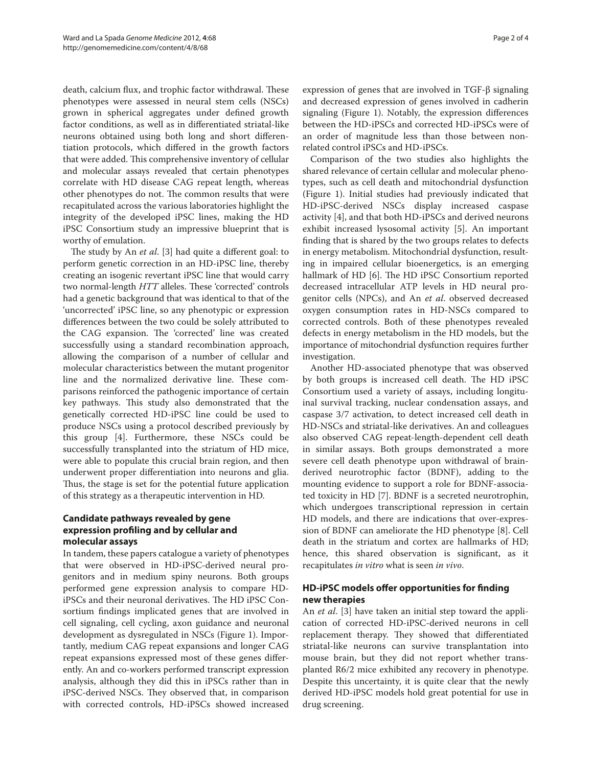death, calcium flux, and trophic factor withdrawal. These phenotypes were assessed in neural stem cells (NSCs) grown in spherical aggregates under defined growth factor conditions, as well as in differentiated striatal-like neurons obtained using both long and short differentiation protocols, which differed in the growth factors that were added. This comprehensive inventory of cellular and molecular assays revealed that certain phenotypes correlate with HD disease CAG repeat length, whereas other phenotypes do not. The common results that were recapitulated across the various laboratories highlight the integrity of the developed iPSC lines, making the HD iPSC Consortium study an impressive blueprint that is worthy of emulation.

The study by An *et al*. [3] had quite a different goal: to perform genetic correction in an HD-iPSC line, thereby creating an isogenic revertant iPSC line that would carry two normal-length *HTT* alleles. These 'corrected' controls had a genetic background that was identical to that of the 'uncorrected' iPSC line, so any phenotypic or expression differences between the two could be solely attributed to the CAG expansion. The 'corrected' line was created successfully using a standard recombination approach, allowing the comparison of a number of cellular and molecular characteristics between the mutant progenitor line and the normalized derivative line. These comparisons reinforced the pathogenic importance of certain key pathways. This study also demonstrated that the genetically corrected HD-iPSC line could be used to produce NSCs using a protocol described previously by this group [4]. Furthermore, these NSCs could be successfully transplanted into the striatum of HD mice, were able to populate this crucial brain region, and then underwent proper differentiation into neurons and glia. Thus, the stage is set for the potential future application of this strategy as a therapeutic intervention in HD.

## Candidate pathways revealed by gene expression profiling and by cellular and molecular assays

In tandem, these papers catalogue a variety of phenotypes that were observed in HD-iPSC-derived neural progenitors and in medium spiny neurons. Both groups performed gene expression analysis to compare HD-iPSCs and their neuronal derivatives. The HD iPSC Consortium findings implicated genes that are involved in cell signaling, cell cycling, axon guidance and neuronal development as dysregulated in NSCs (Figure 1). Importantly, medium CAG repeat expansions and longer CAG repeat expansions expressed most of these genes differently. An and co-workers performed transcript expression analysis, although they did this in iPSCs rather than in iPSC-derived NSCs. They observed that, in comparison with corrected controls, HD-iPSCs showed increased expression of genes that are involved in TGF-β signaling and decreased expression of genes involved in cadherin signaling (Figure 1). Notably, the expression differences between the HD-iPSCs and corrected HD-iPSCs were of an order of magnitude less than those between non-related control iPSCs and HD-iPSCs.

Comparison of the two studies also highlights the shared relevance of certain cellular and molecular phenotypes, such as cell death and mitochondrial dysfunction (Figure 1). Initial studies had previously indicated that HD-iPSC-derived NSCs display increased caspase activity [4], and that both HD-iPSCs and derived neurons exhibit increased lysosomal activity [5]. An important finding that is shared by the two groups relates to defects in energy metabolism. Mitochondrial dysfunction, resulting in impaired cellular bioenergetics, is an emerging hallmark of HD [6]. The HD iPSC Consortium reported decreased intracellular ATP levels in HD neural progenitor cells (NPCs), and An *et al*. observed decreased oxygen consumption rates in HD-NSCs compared to corrected controls. Both of these phenotypes revealed defects in energy metabolism in the HD models, but the importance of mitochondrial dysfunction requires further investigation.

Another HD-associated phenotype that was observed by both groups is increased cell death. The HD iPSC Consortium used a variety of assays, including longitudinal survival tracking, nuclear condensation assays, and caspase 3/7 activation, to detect increased cell death in HD-NSCs and striatal-like derivatives. An and colleagues also observed CAG repeat-length-dependent cell death in similar assays. Both groups demonstrated a more severe cell death phenotype upon withdrawal of brain-derived neurotrophic factor (BDNF), adding to the mounting evidence to support a role for BDNF-associated toxicity in HD [7]. BDNF is a secreted neurotrophin, which undergoes transcriptional repression in certain HD models, and there are indications that over-expression of BDNF can ameliorate the HD phenotype [8]. Cell death in the striatum and cortex are hallmarks of HD; hence, this shared observation is significant, as it recapitulates *in vitro* what is seen *in vivo*.

## HD-iPSC models offer opportunities for finding new therapies

An *et al*. [3] have taken an initial step toward the application of corrected HD-iPSC-derived neurons in cell replacement therapy. They showed that differentiated striatal-like neurons can survive transplantation into mouse brain, but they did not report whether transplanted R6/2 mice exhibited any recovery in phenotype. Despite this uncertainty, it is quite clear that the newly derived HD-iPSC models hold great potential for use in drug screening.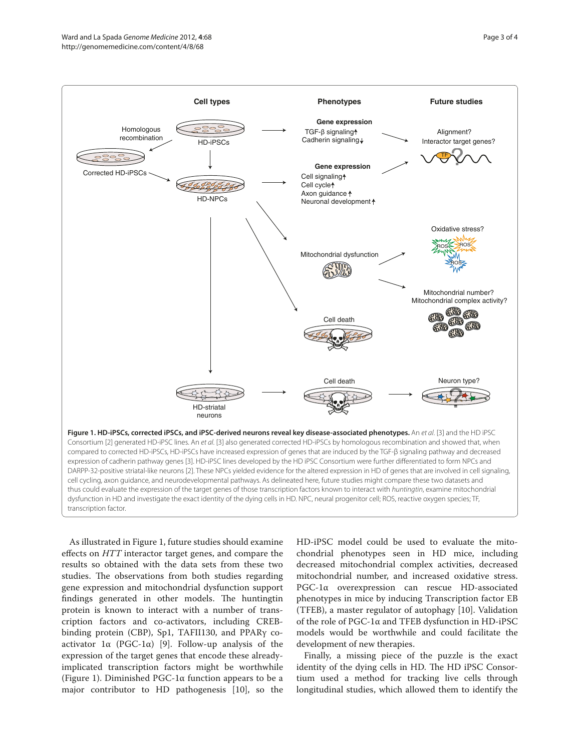**Figure 1. HD-iPSCs, corrected iPSCs, and iPSC-derived neurons reveal key disease-associated phenotypes.** An *et al.* [3] and the HD iPSC Consortium [2] generated HD-iPSC lines. An *et al.* [3] also generated corrected HD-iPSCs by homologous recombination and showed that, when compared to corrected HD-iPSCs, HD-iPSCs have increased expression of genes that are induced by the TGF-β signaling pathway and decreased expression of cadherin pathway genes [3]. HD-iPSC lines developed by the HD iPSC Consortium were further differentiated to form NPCs and DARPP-32-positive striatal-like neurons [2]. These NPCs yielded evidence for the altered expression in HD of genes that are involved in cell signaling, cell cycling, axon guidance, and neurodevelopmental pathways. As delineated here, future studies might compare these two datasets and thus could evaluate the expression of the target genes of those transcription factors known to interact with *huntingtin*, examine mitochondrial dysfunction in HD and investigate the exact identity of the dying cells in HD. NPC, neural progenitor cell; ROS, reactive oxygen species; TF, transcription factor.

As illustrated in Figure 1, future studies should examine effects on *HTT* interactor target genes, and compare the results so obtained with the data sets from these two studies. The observations from both studies regarding gene expression and mitochondrial dysfunction support findings generated in other models. The huntingtin protein is known to interact with a number of transcription factors and co-activators, including CREB-binding protein (CBP), Sp1, TAFII130, and PPARγ co-activator 1α (PGC-1α) [9]. Follow-up analysis of the expression of the target genes that encode these already-implicated transcription factors might be worthwhile (Figure 1). Diminished PGC-1α function appears to be a major contributor to HD pathogenesis [10], so the HD-iPSC model could be used to evaluate the mitochondrial phenotypes seen in HD mice, including decreased mitochondrial complex activities, decreased mitochondrial number, and increased oxidative stress. PGC-1α overexpression can rescue HD-associated phenotypes in mice by inducing Transcription factor EB (TFEB), a master regulator of autophagy [10]. Validation of the role of PGC-1α and TFEB dysfunction in HD-iPSC models would be worthwhile and could facilitate the development of new therapies.

Finally, a missing piece of the puzzle is the exact identity of the dying cells in HD. The HD iPSC Consortium used a method for tracking live cells through longitudinal studies, which allowed them to identify the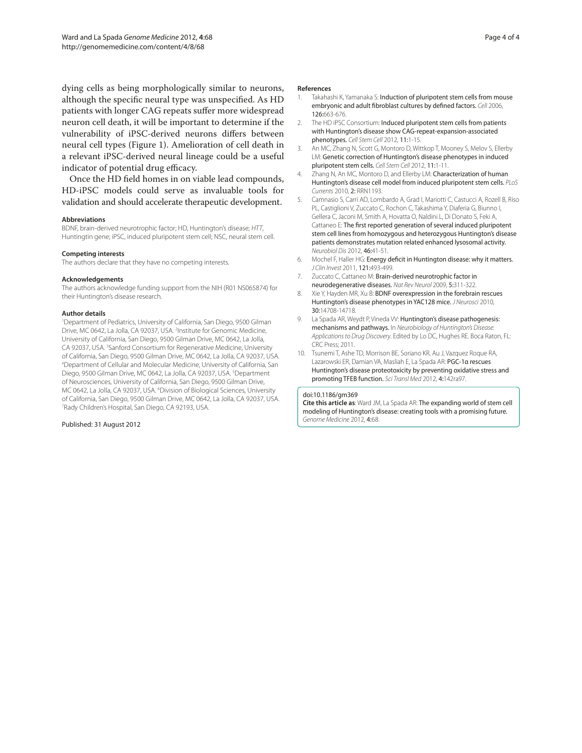dying cells as being morphologically similar to neurons, although the specific neural type was unspecified. As HD patients with longer CAG repeats suffer more widespread neuron cell death, it will be important to determine if the vulnerability of iPSC-derived neurons differs between neural cell types (Figure 1). Amelioration of cell death in a relevant iPSC-derived neural lineage could be a useful indicator of potential drug efficacy.

Once the HD field homes in on viable lead compounds, HD-iPSC models could serve as invaluable tools for validation and should accelerate therapeutic development.

#### Abbreviations

BDNF, brain-derived neurotrophic factor; HD, Huntington's disease; *HTT*, Huntingtin gene; iPSC, induced pluripotent stem cell; NSC, neural stem cell.

#### Competing interests

The authors declare that they have no competing interests.

#### Acknowledgements

The authors acknowledge funding support from the NIH (R01 NS065874) for their Huntington's disease research.

#### Author details

[1]Department of Pediatrics, University of California, San Diego, 9500 Gilman Drive, MC 0642, La Jolla, CA 92037, USA. [2]Institute for Genomic Medicine, University of California, San Diego, 9500 Gilman Drive, MC 0642, La Jolla, CA 92037, USA. [3]Sanford Consortium for Regenerative Medicine, University of California, San Diego, 9500 Gilman Drive, MC 0642, La Jolla, CA 92037, USA. [4]Department of Cellular and Molecular Medicine, University of California, San Diego, 9500 Gilman Drive, MC 0642, La Jolla, CA 92037, USA. [5]Department of Neurosciences, University of California, San Diego, 9500 Gilman Drive, MC 0642, La Jolla, CA 92037, USA. [6]Division of Biological Sciences, University of California, San Diego, 9500 Gilman Drive, MC 0642, La Jolla, CA 92037, USA. [7]Rady Children's Hospital, San Diego, CA 92193, USA.

Published: 31 August 2012

#### References

1. Takahashi K, Yamanaka S: **Induction of pluripotent stem cells from mouse embryonic and adult fibroblast cultures by defined factors.** *Cell* 2006, **126:**663-676.
2. The HD iPSC Consortium: **Induced pluripotent stem cells from patients with Huntington's disease show CAG-repeat-expansion-associated phenotypes.** *Cell Stem Cell* 2012, **11:**1-15.
3. An MC, Zhang N, Scott G, Montoro D, Wittkop T, Mooney S, Melov S, Ellerby LM: **Genetic correction of Huntington's disease phenotypes in induced pluripotent stem cells.** *Cell Stem Cell* 2012, **11:**1-11.
4. Zhang N, An MC, Montoro D, and Ellerby LM: **Characterization of human Huntington's disease cell model from induced pluripotent stem cells.** *PLoS Currents* 2010, **2:** RRN1193.
5. Camnasio S, Carri AD, Lombardo A, Grad I, Mariotti C, Castucci A, Rozell B, Riso PL, Castiglioni V, Zuccato C, Rochon C, Takashima Y, Diaferia G, Biunno I, Gellera C, Jaconi M, Smith A, Hovatta O, Naldini L, Di Donato S, Feki A, Cattaneo E: **The first reported generation of several induced pluripotent stem cell lines from homozygous and heterozygous Huntington's disease patients demonstrates mutation related enhanced lysosomal activity.** *Neurobiol Dis* 2012, **46:**41-51.
6. Mochel F, Haller HG: **Energy deficit in Huntington disease: why it matters.** *J Clin Invest* 2011, **121:**493-499.
7. Zuccato C, Cattaneo M: **Brain-derived neurotrophic factor in neurodegenerative diseases.** *Nat Rev Neurol* 2009, **5:**311-322.
8. Xie Y, Hayden MR, Xu B: **BDNF overexpression in the forebrain rescues Huntington's disease phenotypes in YAC128 mice.** *J Neurosci* 2010, **30:**14708-14718.
9. La Spada AR, Weydt P, Vineda VV: **Huntington's disease pathogenesis: mechanisms and pathways.** In *Neurobiology of Huntington's Disease: Applications to Drug Discovery*. Edited by Lo DC, Hughes RE. Boca Raton, FL: CRC Press; 2011.
10. Tsunemi T, Ashe TD, Morrison BE, Soriano KR, Au J, Vazquez Roque RA, Lazarowski ER, Damian VA, Masliah E, La Spada AR: **PGC-1α rescues Huntington's disease proteotoxicity by preventing oxidative stress and promoting TFEB function.** *Sci Transl Med* 2012, **4:**142ra97.

doi:10.1186/gm369
**Cite this article as**: Ward JM, La Spada AR: The expanding world of stem cell modeling of Huntington's disease: creating tools with a promising future. *Genome Medicine* 2012, **4:**68.